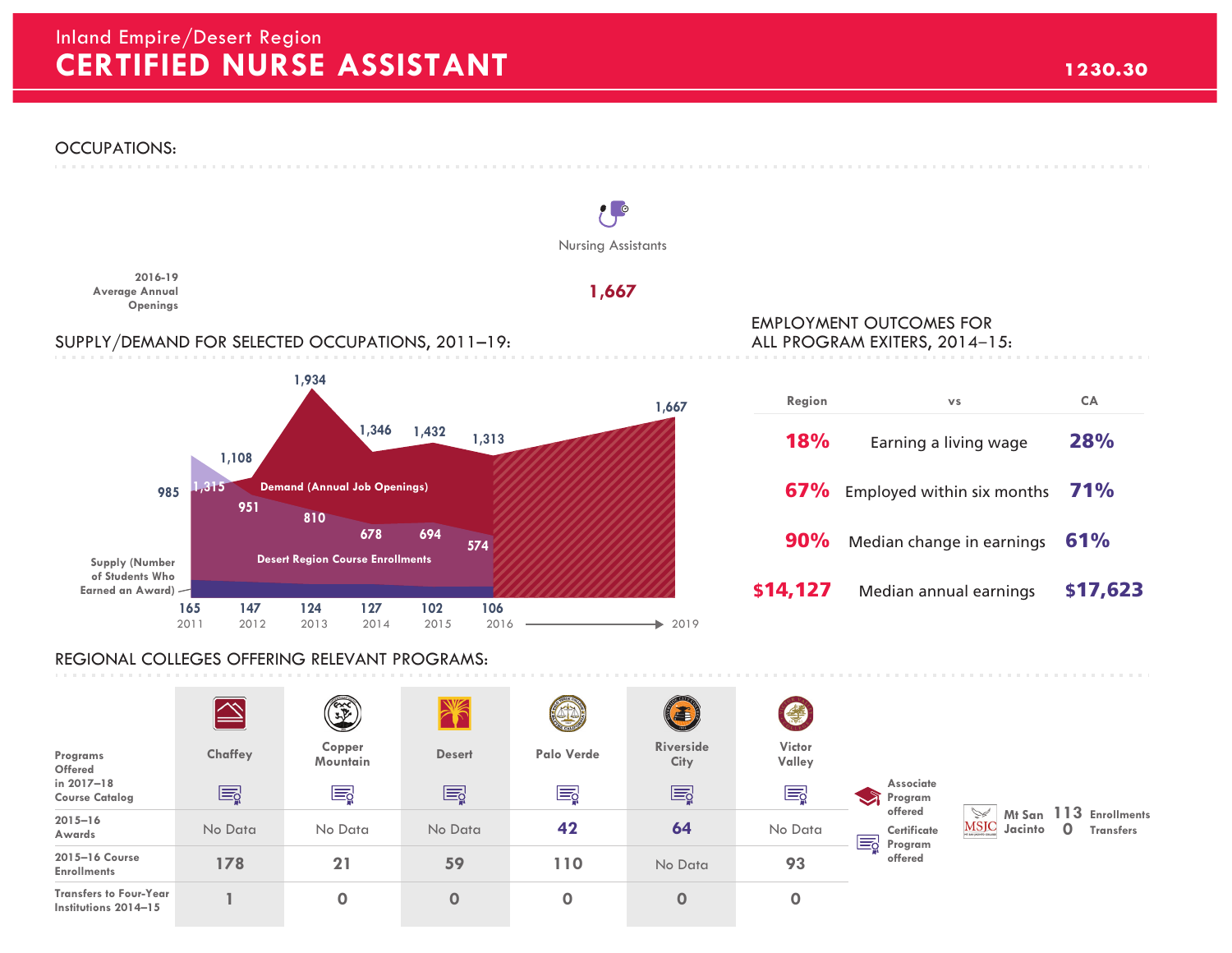# Inland Empire/Desert Region

# CERTIFIED NURSE ASSISTANT

1230.30

## OCCUPATIONS:

| | Nursing Assistants |
|---|---|
| 2016-19 Average Annual Openings | 1,667 |

## SUPPLY/DEMAND FOR SELECTED OCCUPATIONS, 2011–19:

| Year | Demand (Annual Job Openings) | Desert Region Course Enrollments | Supply (Number of Students Who Earned an Award) |
|---|---|---|---|
| 2011 | 985 | 1,315 | 165 |
| 2012 | 1,108 | 951 | 147 |
| 2013 | 1,934 | 810 | 124 |
| 2014 | 1,346 | 678 | 127 |
| 2015 | 1,432 | 694 | 102 |
| 2016 | 1,313 | 574 | 106 |
| 2019 | 1,667 | | |

## EMPLOYMENT OUTCOMES FOR ALL PROGRAM EXITERS, 2014–15:

| Region | vs | CA |
|---|---|---|
| 18% | Earning a living wage | 28% |
| 67% | Employed within six months | 71% |
| 90% | Median change in earnings | 61% |
| $14,127 | Median annual earnings | $17,623 |

## REGIONAL COLLEGES OFFERING RELEVANT PROGRAMS:

| | Chaffey | Copper Mountain | Desert | Palo Verde | Riverside City | Victor Valley |
|---|---|---|---|---|---|---|
| Programs Offered in 2017–18 Course Catalog | Certificate | Certificate | Certificate | Certificate | Certificate | Certificate |
| 2015–16 Awards | No Data | No Data | No Data | 42 | 64 | No Data |
| 2015–16 Course Enrollments | 178 | 21 | 59 | 110 | No Data | 93 |
| Transfers to Four-Year Institutions 2014–15 | 1 | 0 | 0 | 0 | 0 | 0 |

Associate Program offered

Certificate Program offered

Mt San Jacinto: 113 Enrollments, 0 Transfers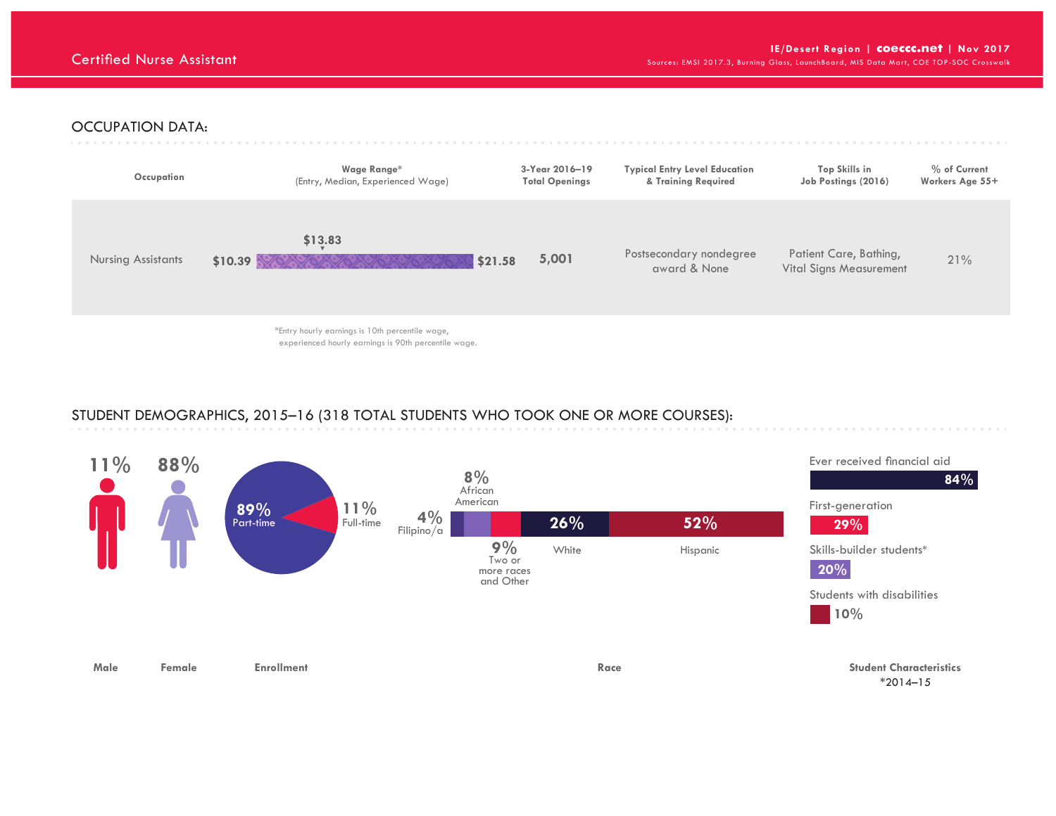# Certified Nurse Assistant

**IE/Desert Region | coeccc.net | Nov 2017**

Sources: EMSI 2017.3, Burning Glass, LaunchBoard, MIS Data Mart, COE TOP-SOC Crosswalk

## OCCUPATION DATA:

| Occupation | Wage Range* (Entry, Median, Experienced Wage) | 3-Year 2016–19 Total Openings | Typical Entry Level Education & Training Required | Top Skills in Job Postings (2016) | % of Current Workers Age 55+ |
|---|---|---|---|---|---|
| Nursing Assistants | $10.39 / $13.83 / $21.58 | 5,001 | Postsecondary nondegree award & None | Patient Care, Bathing, Vital Signs Measurement | 21% |

*Entry hourly earnings is 10th percentile wage, experienced hourly earnings is 90th percentile wage.

## STUDENT DEMOGRAPHICS, 2015–16 (318 TOTAL STUDENTS WHO TOOK ONE OR MORE COURSES):

**Male**
11%

**Female**
88%

**Enrollment**
89% Part-time
11% Full-time

**Race**
4% Filipino/a
8% African American
9% Two or more races and Other
26% White
52% Hispanic

**Student Characteristics**
Ever received financial aid 84%
First-generation 29%
Skills-builder students* 20%
Students with disabilities 10%

*2014–15